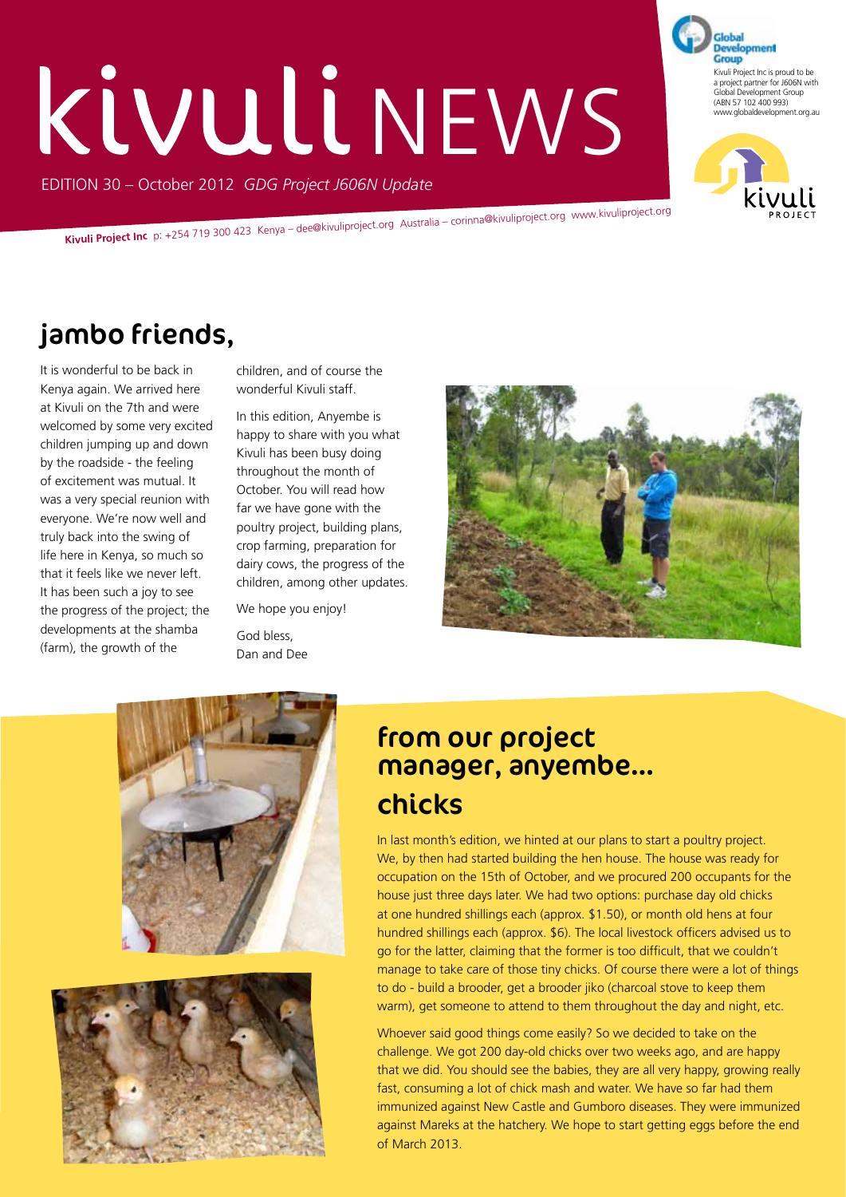# kivuli NEWS

EDITION 30 – October 2012 *GDG Project J606N Update*

Kivuli Project Inc is proud to be a project partner for J606N with Global Development Group (ABN 57 102 400 993) www.globaldevelopment.org.au

**Kivuli Project Inc** p: +254 719 300 423 Kenya – dee@kivuliproject.org Australia – corinna@kivuliproject.org www.kivuliproject.org

## jambo friends,

It is wonderful to be back in Kenya again. We arrived here at Kivuli on the 7th and were welcomed by some very excited children jumping up and down by the roadside - the feeling of excitement was mutual. It was a very special reunion with everyone. We're now well and truly back into the swing of life here in Kenya, so much so that it feels like we never left. It has been such a joy to see the progress of the project; the developments at the shamba (farm), the growth of the children, and of course the wonderful Kivuli staff.

In this edition, Anyembe is happy to share with you what Kivuli has been busy doing throughout the month of October. You will read how far we have gone with the poultry project, building plans, crop farming, preparation for dairy cows, the progress of the children, among other updates.

We hope you enjoy!

God bless,
Dan and Dee

## from our project manager, anyembe...

### chicks

In last month's edition, we hinted at our plans to start a poultry project. We, by then had started building the hen house. The house was ready for occupation on the 15th of October, and we procured 200 occupants for the house just three days later. We had two options: purchase day old chicks at one hundred shillings each (approx. $1.50), or month old hens at four hundred shillings each (approx. $6). The local livestock officers advised us to go for the latter, claiming that the former is too difficult, that we couldn't manage to take care of those tiny chicks. Of course there were a lot of things to do - build a brooder, get a brooder jiko (charcoal stove to keep them warm), get someone to attend to them throughout the day and night, etc.

Whoever said good things come easily? So we decided to take on the challenge. We got 200 day-old chicks over two weeks ago, and are happy that we did. You should see the babies, they are all very happy, growing really fast, consuming a lot of chick mash and water. We have so far had them immunized against New Castle and Gumboro diseases. They were immunized against Mareks at the hatchery. We hope to start getting eggs before the end of March 2013.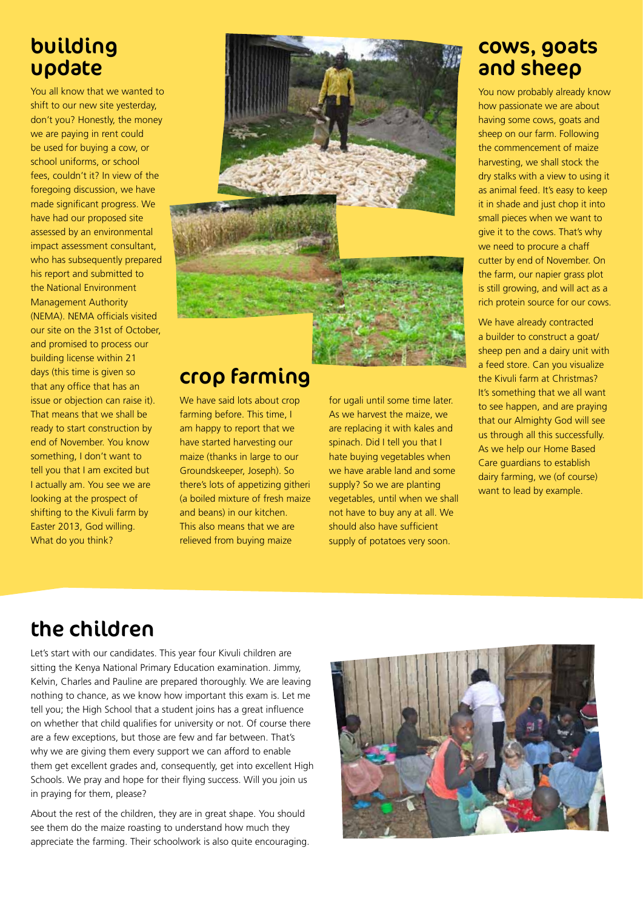## building update

You all know that we wanted to shift to our new site yesterday, don't you? Honestly, the money we are paying in rent could be used for buying a cow, or school uniforms, or school fees, couldn't it? In view of the foregoing discussion, we have made significant progress. We have had our proposed site assessed by an environmental impact assessment consultant, who has subsequently prepared his report and submitted to the National Environment Management Authority (NEMA). NEMA officials visited our site on the 31st of October, and promised to process our building license within 21 days (this time is given so that any office that has an issue or objection can raise it). That means that we shall be ready to start construction by end of November. You know something, I don't want to tell you that I am excited but I actually am. You see we are looking at the prospect of shifting to the Kivuli farm by Easter 2013, God willing. What do you think?

## crop farming

We have said lots about crop farming before. This time, I am happy to report that we have started harvesting our maize (thanks in large to our Groundskeeper, Joseph). So there's lots of appetizing githeri (a boiled mixture of fresh maize and beans) in our kitchen. This also means that we are relieved from buying maize for ugali until some time later. As we harvest the maize, we are replacing it with kales and spinach. Did I tell you that I hate buying vegetables when we have arable land and some supply? So we are planting vegetables, until when we shall not have to buy any at all. We should also have sufficient supply of potatoes very soon.

## cows, goats and sheep

You now probably already know how passionate we are about having some cows, goats and sheep on our farm. Following the commencement of maize harvesting, we shall stock the dry stalks with a view to using it as animal feed. It's easy to keep it in shade and just chop it into small pieces when we want to give it to the cows. That's why we need to procure a chaff cutter by end of November. On the farm, our napier grass plot is still growing, and will act as a rich protein source for our cows.

We have already contracted a builder to construct a goat/sheep pen and a dairy unit with a feed store. Can you visualize the Kivuli farm at Christmas? It's something that we all want to see happen, and are praying that our Almighty God will see us through all this successfully. As we help our Home Based Care guardians to establish dairy farming, we (of course) want to lead by example.

## the children

Let's start with our candidates. This year four Kivuli children are sitting the Kenya National Primary Education examination. Jimmy, Kelvin, Charles and Pauline are prepared thoroughly. We are leaving nothing to chance, as we know how important this exam is. Let me tell you; the High School that a student joins has a great influence on whether that child qualifies for university or not. Of course there are a few exceptions, but those are few and far between. That's why we are giving them every support we can afford to enable them get excellent grades and, consequently, get into excellent High Schools. We pray and hope for their flying success. Will you join us in praying for them, please?

About the rest of the children, they are in great shape. You should see them do the maize roasting to understand how much they appreciate the farming. Their schoolwork is also quite encouraging.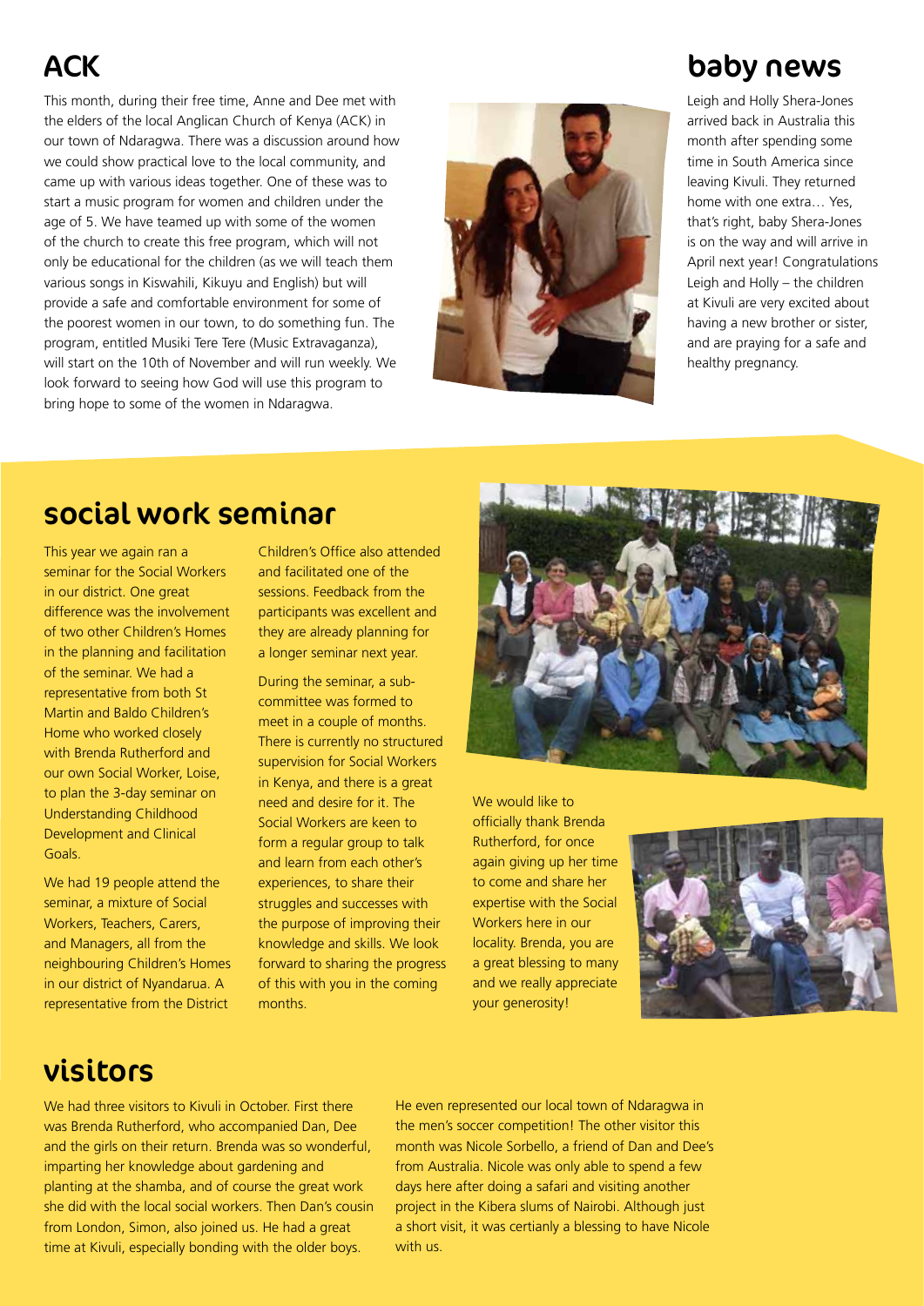## ACK

This month, during their free time, Anne and Dee met with the elders of the local Anglican Church of Kenya (ACK) in our town of Ndaragwa. There was a discussion around how we could show practical love to the local community, and came up with various ideas together. One of these was to start a music program for women and children under the age of 5. We have teamed up with some of the women of the church to create this free program, which will not only be educational for the children (as we will teach them various songs in Kiswahili, Kikuyu and English) but will provide a safe and comfortable environment for some of the poorest women in our town, to do something fun. The program, entitled Musiki Tere Tere (Music Extravaganza), will start on the 10th of November and will run weekly. We look forward to seeing how God will use this program to bring hope to some of the women in Ndaragwa.

## baby news

Leigh and Holly Shera-Jones arrived back in Australia this month after spending some time in South America since leaving Kivuli. They returned home with one extra… Yes, that's right, baby Shera-Jones is on the way and will arrive in April next year! Congratulations Leigh and Holly – the children at Kivuli are very excited about having a new brother or sister, and are praying for a safe and healthy pregnancy.

## social work seminar

This year we again ran a seminar for the Social Workers in our district. One great difference was the involvement of two other Children's Homes in the planning and facilitation of the seminar. We had a representative from both St Martin and Baldo Children's Home who worked closely with Brenda Rutherford and our own Social Worker, Loise, to plan the 3-day seminar on Understanding Childhood Development and Clinical Goals.

We had 19 people attend the seminar, a mixture of Social Workers, Teachers, Carers, and Managers, all from the neighbouring Children's Homes in our district of Nyandarua. A representative from the District Children's Office also attended and facilitated one of the sessions. Feedback from the participants was excellent and they are already planning for a longer seminar next year.

During the seminar, a sub-committee was formed to meet in a couple of months. There is currently no structured supervision for Social Workers in Kenya, and there is a great need and desire for it. The Social Workers are keen to form a regular group to talk and learn from each other's experiences, to share their struggles and successes with the purpose of improving their knowledge and skills. We look forward to sharing the progress of this with you in the coming months.

We would like to officially thank Brenda Rutherford, for once again giving up her time to come and share her expertise with the Social Workers here in our locality. Brenda, you are a great blessing to many and we really appreciate your generosity!

## visitors

We had three visitors to Kivuli in October. First there was Brenda Rutherford, who accompanied Dan, Dee and the girls on their return. Brenda was so wonderful, imparting her knowledge about gardening and planting at the shamba, and of course the great work she did with the local social workers. Then Dan's cousin from London, Simon, also joined us. He had a great time at Kivuli, especially bonding with the older boys. He even represented our local town of Ndaragwa in the men's soccer competition! The other visitor this month was Nicole Sorbello, a friend of Dan and Dee's from Australia. Nicole was only able to spend a few days here after doing a safari and visiting another project in the Kibera slums of Nairobi. Although just a short visit, it was certianly a blessing to have Nicole with us.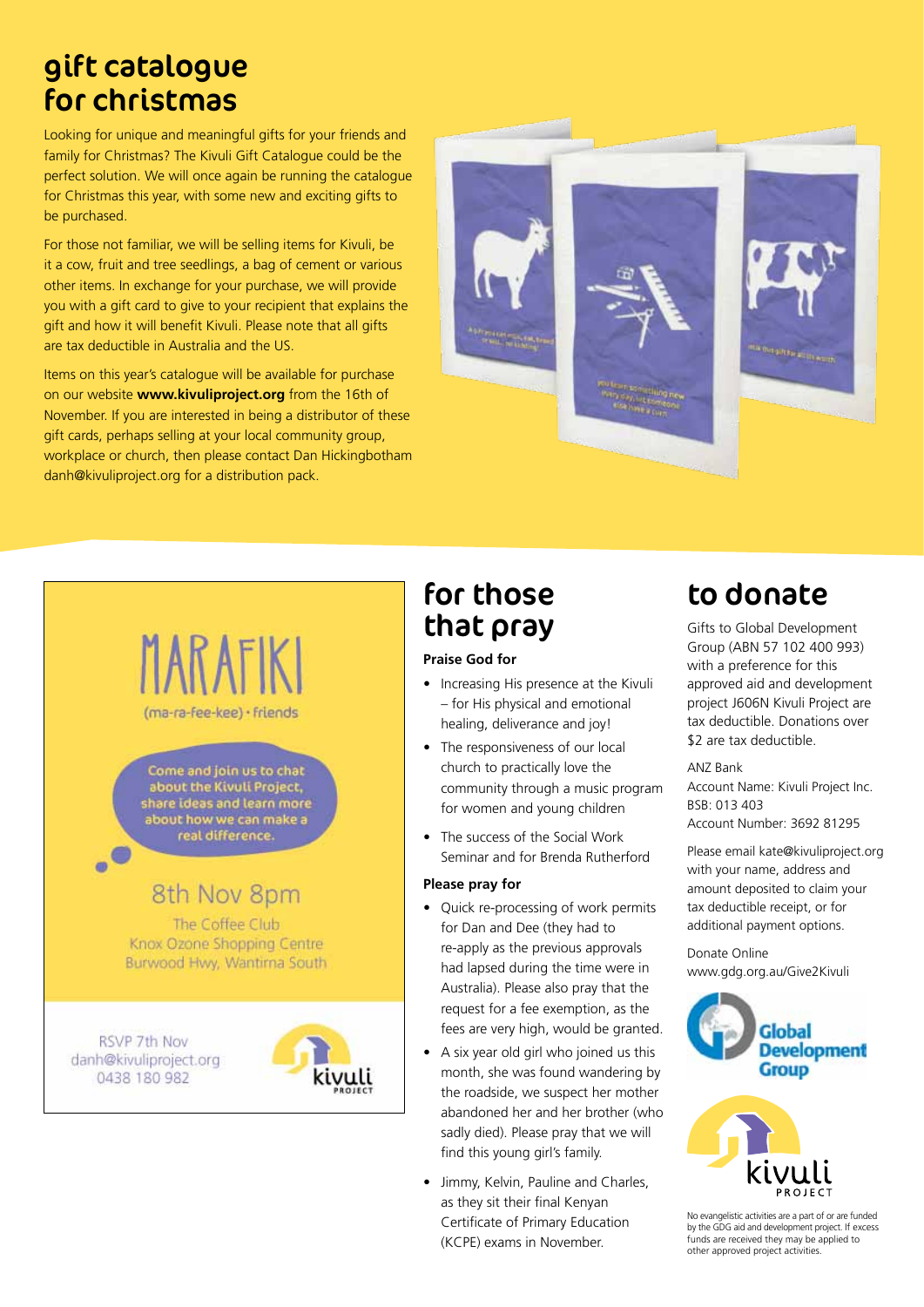# gift catalogue for christmas

Looking for unique and meaningful gifts for your friends and family for Christmas? The Kivuli Gift Catalogue could be the perfect solution. We will once again be running the catalogue for Christmas this year, with some new and exciting gifts to be purchased.

For those not familiar, we will be selling items for Kivuli, be it a cow, fruit and tree seedlings, a bag of cement or various other items. In exchange for your purchase, we will provide you with a gift card to give to your recipient that explains the gift and how it will benefit Kivuli. Please note that all gifts are tax deductible in Australia and the US.

Items on this year's catalogue will be available for purchase on our website **www.kivuliproject.org** from the 16th of November. If you are interested in being a distributor of these gift cards, perhaps selling at your local community group, workplace or church, then please contact Dan Hickingbotham danh@kivuliproject.org for a distribution pack.

## MARAFIKI

(ma-ra-fee-kee) · friends

Come and join us to chat about the Kivuli Project, share ideas and learn more about how we can make a real difference.

8th Nov 8pm

The Coffee Club
Knox Ozone Shopping Centre
Burwood Hwy, Wantirna South

RSVP 7th Nov
danh@kivuliproject.org
0438 180 982

## for those that pray

**Praise God for**

- Increasing His presence at the Kivuli – for His physical and emotional healing, deliverance and joy!
- The responsiveness of our local church to practically love the community through a music program for women and young children
- The success of the Social Work Seminar and for Brenda Rutherford

**Please pray for**

- Quick re-processing of work permits for Dan and Dee (they had to re-apply as the previous approvals had lapsed during the time were in Australia). Please also pray that the request for a fee exemption, as the fees are very high, would be granted.
- A six year old girl who joined us this month, she was found wandering by the roadside, we suspect her mother abandoned her and her brother (who sadly died). Please pray that we will find this young girl's family.
- Jimmy, Kelvin, Pauline and Charles, as they sit their final Kenyan Certificate of Primary Education (KCPE) exams in November.

## to donate

Gifts to Global Development Group (ABN 57 102 400 993) with a preference for this approved aid and development project J606N Kivuli Project are tax deductible. Donations over $2 are tax deductible.

ANZ Bank
Account Name: Kivuli Project Inc.
BSB: 013 403
Account Number: 3692 81295

Please email kate@kivuliproject.org with your name, address and amount deposited to claim your tax deductible receipt, or for additional payment options.

Donate Online
www.gdg.org.au/Give2Kivuli

Global Development Group

kivuli PROJECT

No evangelistic activities are a part of or are funded by the GDG aid and development project. If excess funds are received they may be applied to other approved project activities.